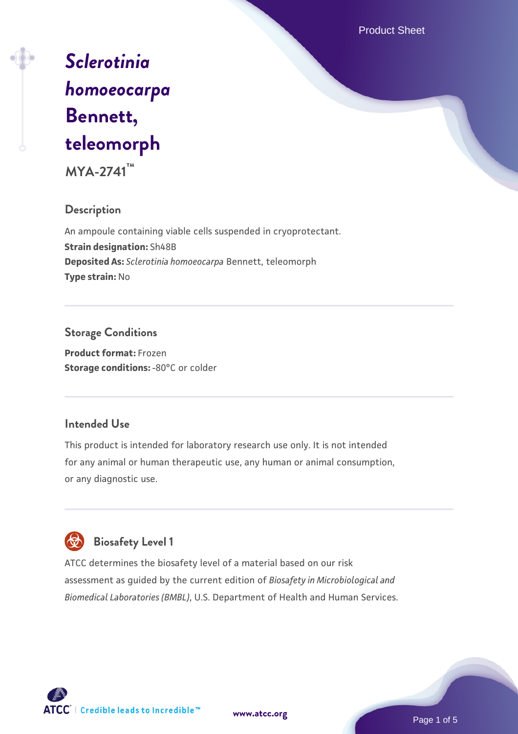# *Sclerotinia homoeocarpa* Bennett, teleomorph

**MYA-2741™**

## Description

An ampoule containing viable cells suspended in cryoprotectant.

**Strain designation:** Sh48B

**Deposited As:** *Sclerotinia homoeocarpa* Bennett, teleomorph

**Type strain:** No

## Storage Conditions

**Product format:** Frozen

**Storage conditions:** -80°C or colder

## Intended Use

This product is intended for laboratory research use only. It is not intended for any animal or human therapeutic use, any human or animal consumption, or any diagnostic use.

## Biosafety Level 1

ATCC determines the biosafety level of a material based on our risk assessment as guided by the current edition of *Biosafety in Microbiological and Biomedical Laboratories (BMBL)*, U.S. Department of Health and Human Services.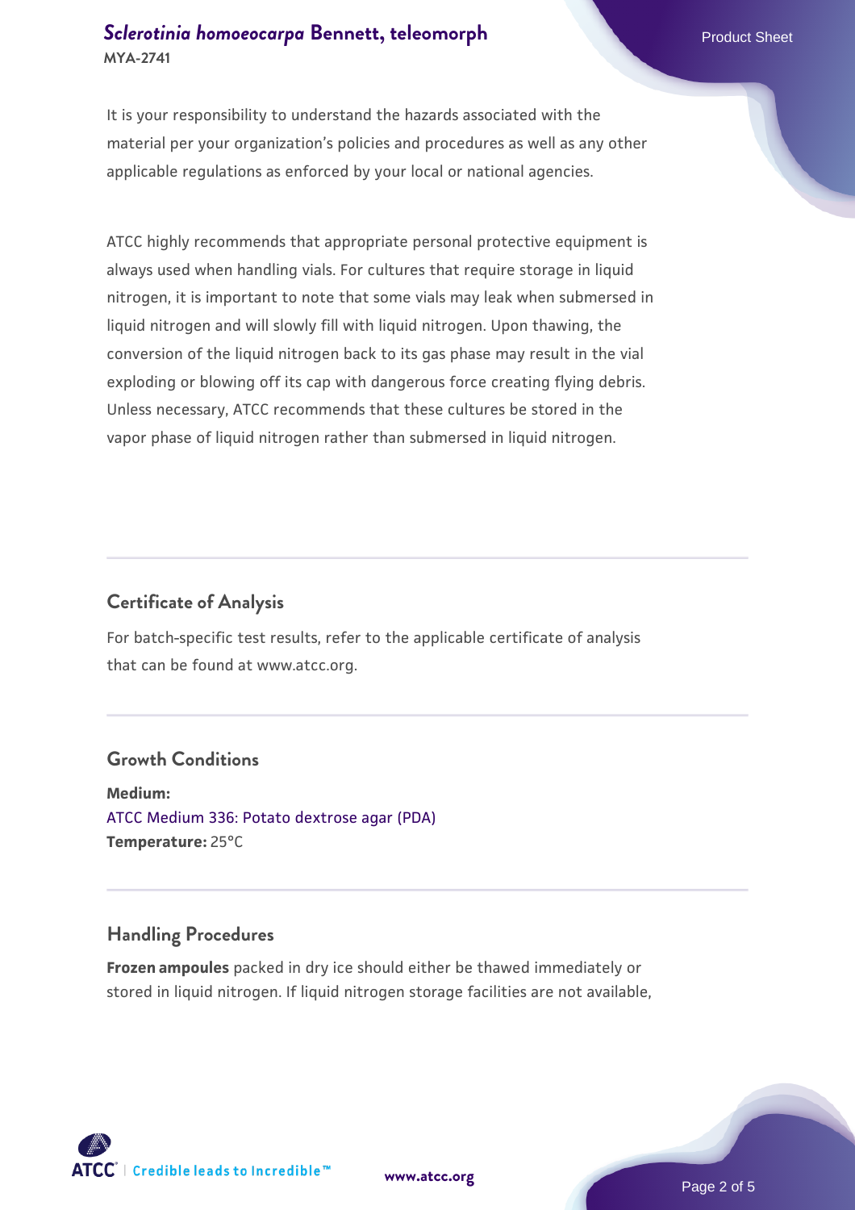It is your responsibility to understand the hazards associated with the material per your organization's policies and procedures as well as any other applicable regulations as enforced by your local or national agencies.

ATCC highly recommends that appropriate personal protective equipment is always used when handling vials. For cultures that require storage in liquid nitrogen, it is important to note that some vials may leak when submersed in liquid nitrogen and will slowly fill with liquid nitrogen. Upon thawing, the conversion of the liquid nitrogen back to its gas phase may result in the vial exploding or blowing off its cap with dangerous force creating flying debris. Unless necessary, ATCC recommends that these cultures be stored in the vapor phase of liquid nitrogen rather than submersed in liquid nitrogen.

## Certificate of Analysis

For batch-specific test results, refer to the applicable certificate of analysis that can be found at www.atcc.org.

## Growth Conditions

**Medium:**
ATCC Medium 336: Potato dextrose agar (PDA)
**Temperature:** 25°C

## Handling Procedures

**Frozen ampoules** packed in dry ice should either be thawed immediately or stored in liquid nitrogen. If liquid nitrogen storage facilities are not available,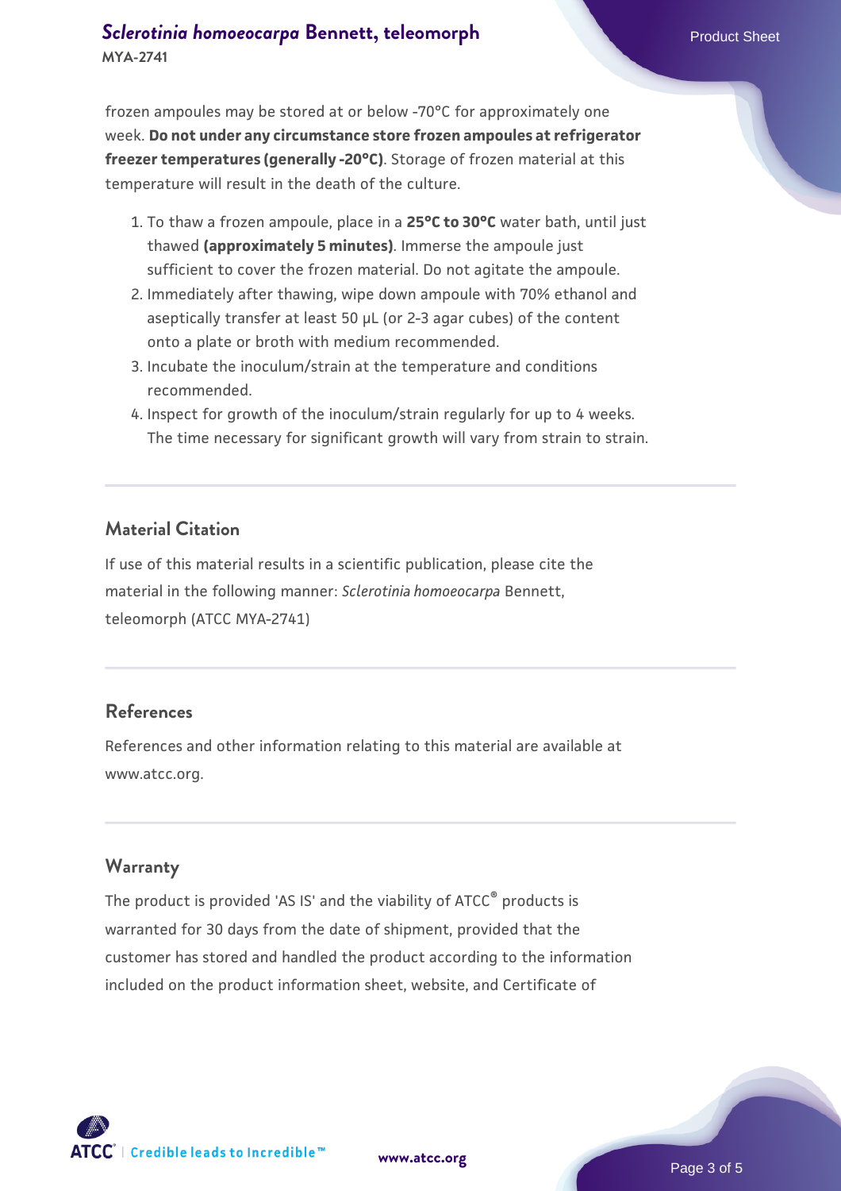frozen ampoules may be stored at or below -70°C for approximately one week. **Do not under any circumstance store frozen ampoules at refrigerator freezer temperatures (generally -20°C)**. Storage of frozen material at this temperature will result in the death of the culture.

1. To thaw a frozen ampoule, place in a **25°C to 30°C** water bath, until just thawed **(approximately 5 minutes)**. Immerse the ampoule just sufficient to cover the frozen material. Do not agitate the ampoule.
2. Immediately after thawing, wipe down ampoule with 70% ethanol and aseptically transfer at least 50 µL (or 2-3 agar cubes) of the content onto a plate or broth with medium recommended.
3. Incubate the inoculum/strain at the temperature and conditions recommended.
4. Inspect for growth of the inoculum/strain regularly for up to 4 weeks. The time necessary for significant growth will vary from strain to strain.

## Material Citation

If use of this material results in a scientific publication, please cite the material in the following manner: *Sclerotinia homoeocarpa* Bennett, teleomorph (ATCC MYA-2741)

## References

References and other information relating to this material are available at www.atcc.org.

## Warranty

The product is provided 'AS IS' and the viability of ATCC® products is warranted for 30 days from the date of shipment, provided that the customer has stored and handled the product according to the information included on the product information sheet, website, and Certificate of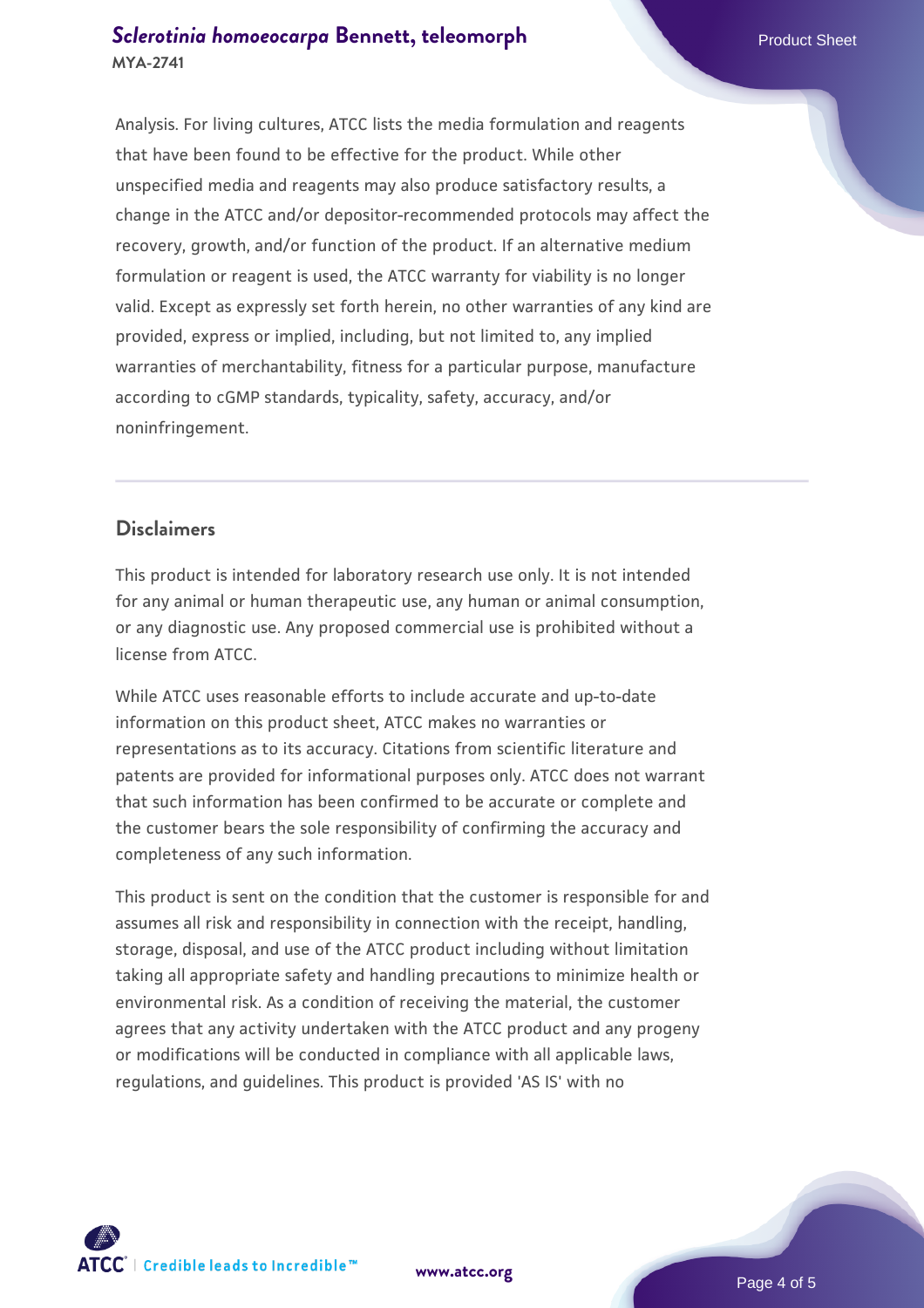Analysis. For living cultures, ATCC lists the media formulation and reagents that have been found to be effective for the product. While other unspecified media and reagents may also produce satisfactory results, a change in the ATCC and/or depositor-recommended protocols may affect the recovery, growth, and/or function of the product. If an alternative medium formulation or reagent is used, the ATCC warranty for viability is no longer valid. Except as expressly set forth herein, no other warranties of any kind are provided, express or implied, including, but not limited to, any implied warranties of merchantability, fitness for a particular purpose, manufacture according to cGMP standards, typicality, safety, accuracy, and/or noninfringement.

## Disclaimers

This product is intended for laboratory research use only. It is not intended for any animal or human therapeutic use, any human or animal consumption, or any diagnostic use. Any proposed commercial use is prohibited without a license from ATCC.

While ATCC uses reasonable efforts to include accurate and up-to-date information on this product sheet, ATCC makes no warranties or representations as to its accuracy. Citations from scientific literature and patents are provided for informational purposes only. ATCC does not warrant that such information has been confirmed to be accurate or complete and the customer bears the sole responsibility of confirming the accuracy and completeness of any such information.

This product is sent on the condition that the customer is responsible for and assumes all risk and responsibility in connection with the receipt, handling, storage, disposal, and use of the ATCC product including without limitation taking all appropriate safety and handling precautions to minimize health or environmental risk. As a condition of receiving the material, the customer agrees that any activity undertaken with the ATCC product and any progeny or modifications will be conducted in compliance with all applicable laws, regulations, and guidelines. This product is provided 'AS IS' with no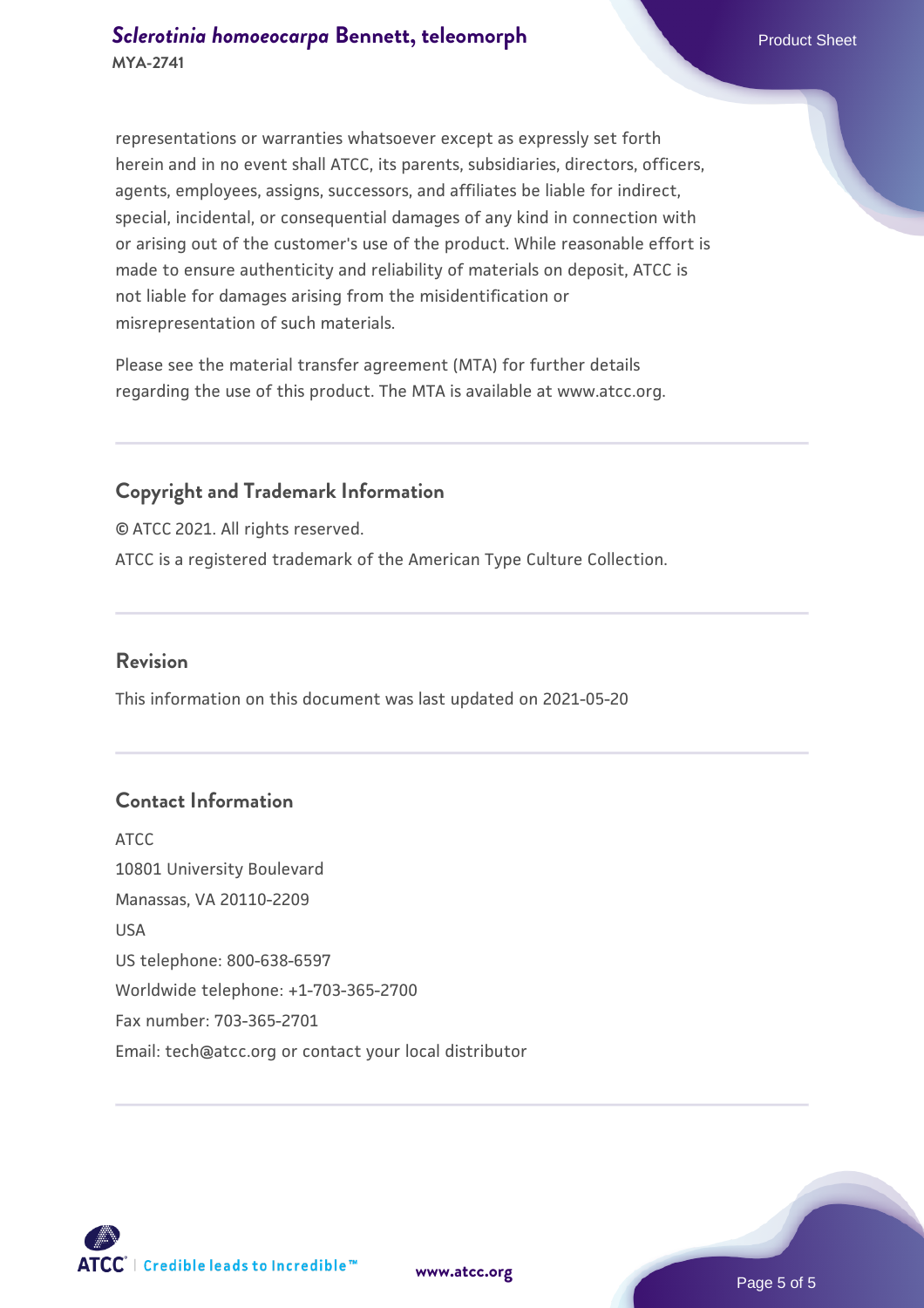representations or warranties whatsoever except as expressly set forth herein and in no event shall ATCC, its parents, subsidiaries, directors, officers, agents, employees, assigns, successors, and affiliates be liable for indirect, special, incidental, or consequential damages of any kind in connection with or arising out of the customer's use of the product. While reasonable effort is made to ensure authenticity and reliability of materials on deposit, ATCC is not liable for damages arising from the misidentification or misrepresentation of such materials.

Please see the material transfer agreement (MTA) for further details regarding the use of this product. The MTA is available at www.atcc.org.

## Copyright and Trademark Information

© ATCC 2021. All rights reserved.

ATCC is a registered trademark of the American Type Culture Collection.

## Revision

This information on this document was last updated on 2021-05-20

## Contact Information

ATCC
10801 University Boulevard
Manassas, VA 20110-2209
USA
US telephone: 800-638-6597
Worldwide telephone: +1-703-365-2700
Fax number: 703-365-2701
Email: tech@atcc.org or contact your local distributor